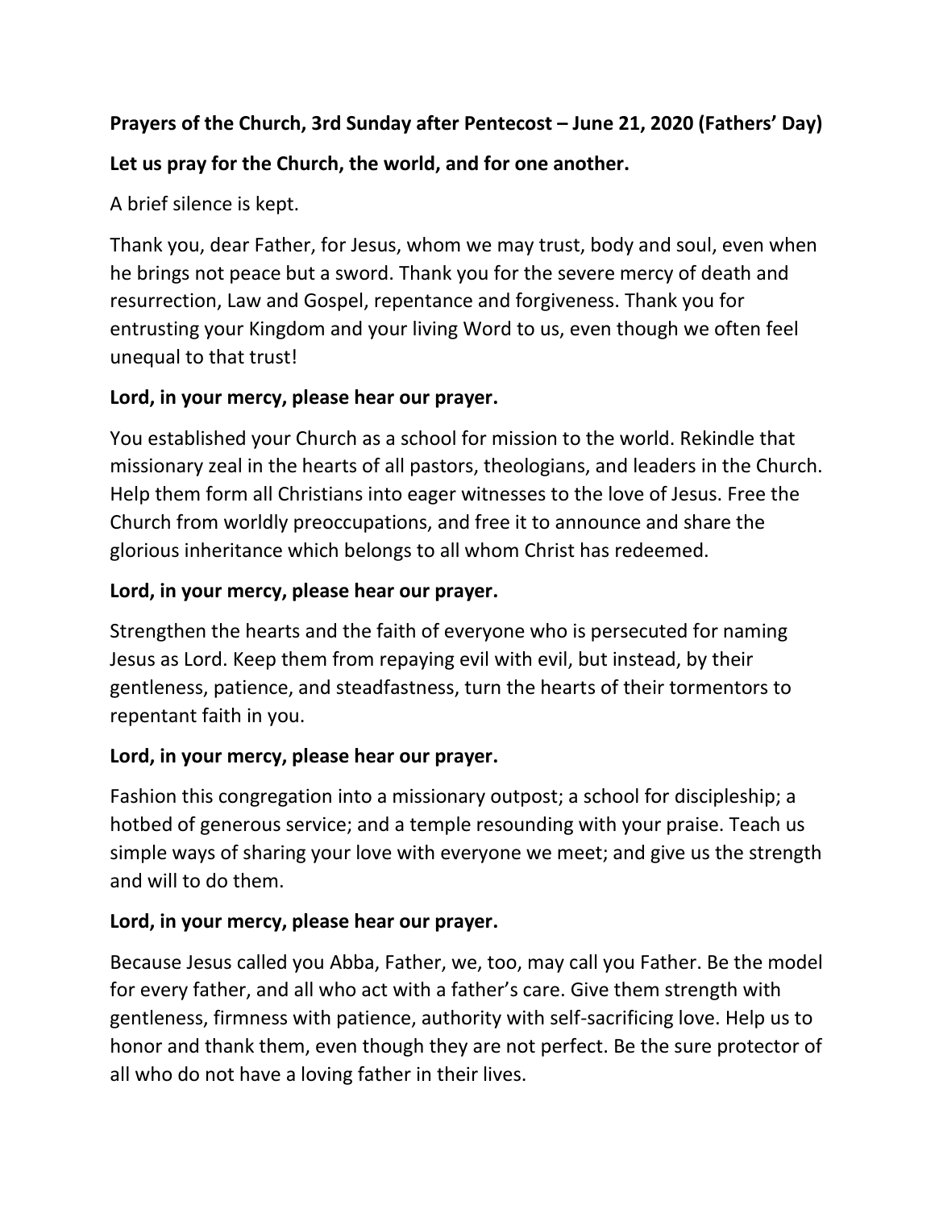**Prayers of the Church, 3rd Sunday after Pentecost – June 21, 2020 (Fathers' Day)**

**Let us pray for the Church, the world, and for one another.**

A brief silence is kept.

Thank you, dear Father, for Jesus, whom we may trust, body and soul, even when he brings not peace but a sword. Thank you for the severe mercy of death and resurrection, Law and Gospel, repentance and forgiveness. Thank you for entrusting your Kingdom and your living Word to us, even though we often feel unequal to that trust!

**Lord, in your mercy, please hear our prayer.**

You established your Church as a school for mission to the world. Rekindle that missionary zeal in the hearts of all pastors, theologians, and leaders in the Church. Help them form all Christians into eager witnesses to the love of Jesus. Free the Church from worldly preoccupations, and free it to announce and share the glorious inheritance which belongs to all whom Christ has redeemed.

**Lord, in your mercy, please hear our prayer.**

Strengthen the hearts and the faith of everyone who is persecuted for naming Jesus as Lord. Keep them from repaying evil with evil, but instead, by their gentleness, patience, and steadfastness, turn the hearts of their tormentors to repentant faith in you.

**Lord, in your mercy, please hear our prayer.**

Fashion this congregation into a missionary outpost; a school for discipleship; a hotbed of generous service; and a temple resounding with your praise. Teach us simple ways of sharing your love with everyone we meet; and give us the strength and will to do them.

**Lord, in your mercy, please hear our prayer.**

Because Jesus called you Abba, Father, we, too, may call you Father. Be the model for every father, and all who act with a father's care. Give them strength with gentleness, firmness with patience, authority with self-sacrificing love. Help us to honor and thank them, even though they are not perfect. Be the sure protector of all who do not have a loving father in their lives.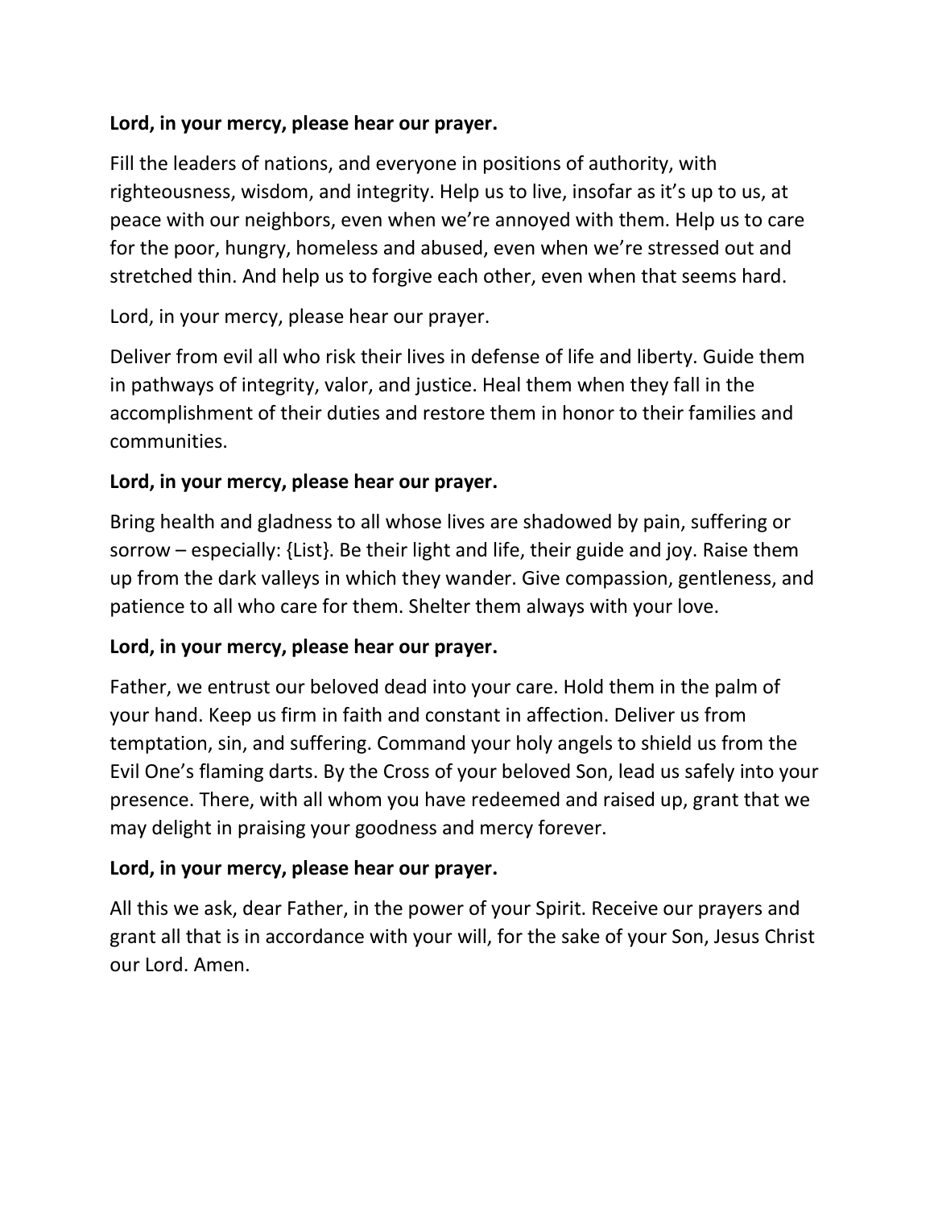**Lord, in your mercy, please hear our prayer.**

Fill the leaders of nations, and everyone in positions of authority, with righteousness, wisdom, and integrity. Help us to live, insofar as it's up to us, at peace with our neighbors, even when we're annoyed with them. Help us to care for the poor, hungry, homeless and abused, even when we're stressed out and stretched thin. And help us to forgive each other, even when that seems hard.

Lord, in your mercy, please hear our prayer.

Deliver from evil all who risk their lives in defense of life and liberty. Guide them in pathways of integrity, valor, and justice. Heal them when they fall in the accomplishment of their duties and restore them in honor to their families and communities.

**Lord, in your mercy, please hear our prayer.**

Bring health and gladness to all whose lives are shadowed by pain, suffering or sorrow – especially: {List}. Be their light and life, their guide and joy. Raise them up from the dark valleys in which they wander. Give compassion, gentleness, and patience to all who care for them. Shelter them always with your love.

**Lord, in your mercy, please hear our prayer.**

Father, we entrust our beloved dead into your care. Hold them in the palm of your hand. Keep us firm in faith and constant in affection. Deliver us from temptation, sin, and suffering. Command your holy angels to shield us from the Evil One's flaming darts. By the Cross of your beloved Son, lead us safely into your presence. There, with all whom you have redeemed and raised up, grant that we may delight in praising your goodness and mercy forever.

**Lord, in your mercy, please hear our prayer.**

All this we ask, dear Father, in the power of your Spirit. Receive our prayers and grant all that is in accordance with your will, for the sake of your Son, Jesus Christ our Lord. Amen.